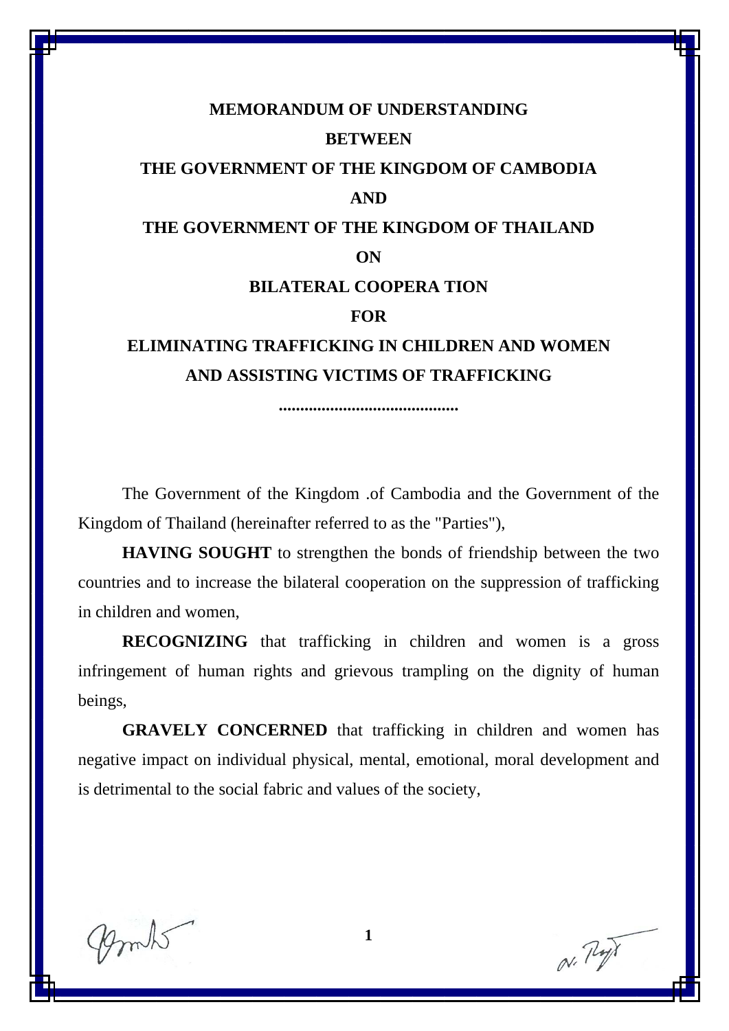# MEMORANDUM OF UNDERSTANDING

# BETWEEN

# THE GOVERNMENT OF THE KINGDOM OF CAMBODIA

# AND

# THE GOVERNMENT OF THE KINGDOM OF THAILAND

# ON

# BILATERAL COOPERA TION

# FOR

# ELIMINATING TRAFFICKING IN CHILDREN AND WOMEN AND ASSISTING VICTIMS OF TRAFFICKING

..........................................

The Government of the Kingdom .of Cambodia and the Government of the Kingdom of Thailand (hereinafter referred to as the "Parties"),

**HAVING SOUGHT** to strengthen the bonds of friendship between the two countries and to increase the bilateral cooperation on the suppression of trafficking in children and women,

**RECOGNIZING** that trafficking in children and women is a gross infringement of human rights and grievous trampling on the dignity of human beings,

**GRAVELY CONCERNED** that trafficking in children and women has negative impact on individual physical, mental, emotional, moral development and is detrimental to the social fabric and values of the society,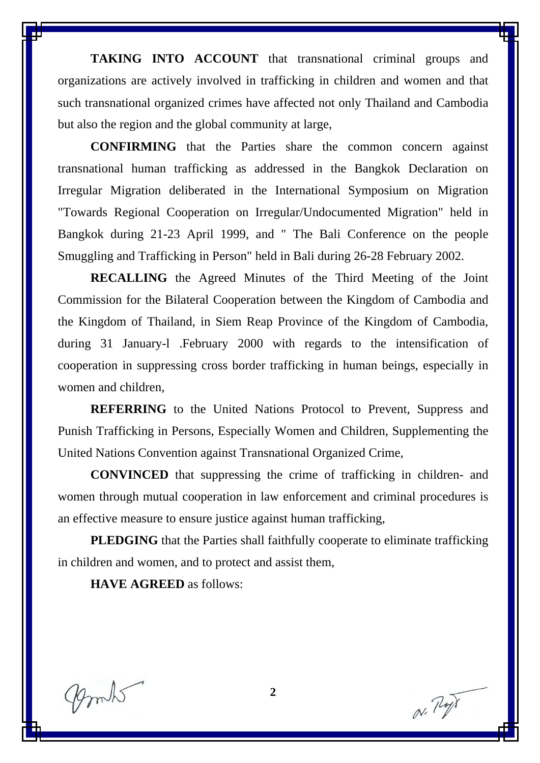**TAKING INTO ACCOUNT** that transnational criminal groups and organizations are actively involved in trafficking in children and women and that such transnational organized crimes have affected not only Thailand and Cambodia but also the region and the global community at large,

**CONFIRMING** that the Parties share the common concern against transnational human trafficking as addressed in the Bangkok Declaration on Irregular Migration deliberated in the International Symposium on Migration "Towards Regional Cooperation on Irregular/Undocumented Migration" held in Bangkok during 21-23 April 1999, and " The Bali Conference on the people Smuggling and Trafficking in Person" held in Bali during 26-28 February 2002.

**RECALLING** the Agreed Minutes of the Third Meeting of the Joint Commission for the Bilateral Cooperation between the Kingdom of Cambodia and the Kingdom of Thailand, in Siem Reap Province of the Kingdom of Cambodia, during 31 January-l .February 2000 with regards to the intensification of cooperation in suppressing cross border trafficking in human beings, especially in women and children,

**REFERRING** to the United Nations Protocol to Prevent, Suppress and Punish Trafficking in Persons, Especially Women and Children, Supplementing the United Nations Convention against Transnational Organized Crime,

**CONVINCED** that suppressing the crime of trafficking in children- and women through mutual cooperation in law enforcement and criminal procedures is an effective measure to ensure justice against human trafficking,

**PLEDGING** that the Parties shall faithfully cooperate to eliminate trafficking in children and women, and to protect and assist them,

**HAVE AGREED** as follows: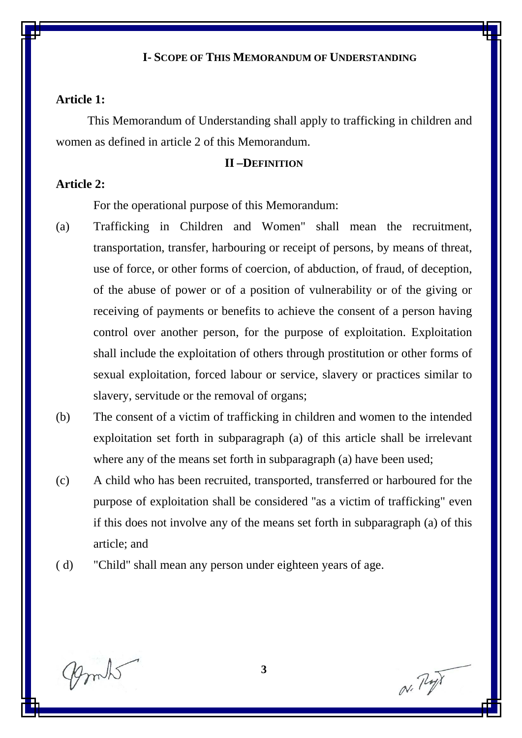## I- Scope of This Memorandum of Understanding

**Article 1:**

This Memorandum of Understanding shall apply to trafficking in children and women as defined in article 2 of this Memorandum.

## II –Definition

**Article 2:**

For the operational purpose of this Memorandum:

(a) Trafficking in Children and Women" shall mean the recruitment, transportation, transfer, harbouring or receipt of persons, by means of threat, use of force, or other forms of coercion, of abduction, of fraud, of deception, of the abuse of power or of a position of vulnerability or of the giving or receiving of payments or benefits to achieve the consent of a person having control over another person, for the purpose of exploitation. Exploitation shall include the exploitation of others through prostitution or other forms of sexual exploitation, forced labour or service, slavery or practices similar to slavery, servitude or the removal of organs;

(b) The consent of a victim of trafficking in children and women to the intended exploitation set forth in subparagraph (a) of this article shall be irrelevant where any of the means set forth in subparagraph (a) have been used;

(c) A child who has been recruited, transported, transferred or harboured for the purpose of exploitation shall be considered "as a victim of trafficking" even if this does not involve any of the means set forth in subparagraph (a) of this article; and

( d) "Child" shall mean any person under eighteen years of age.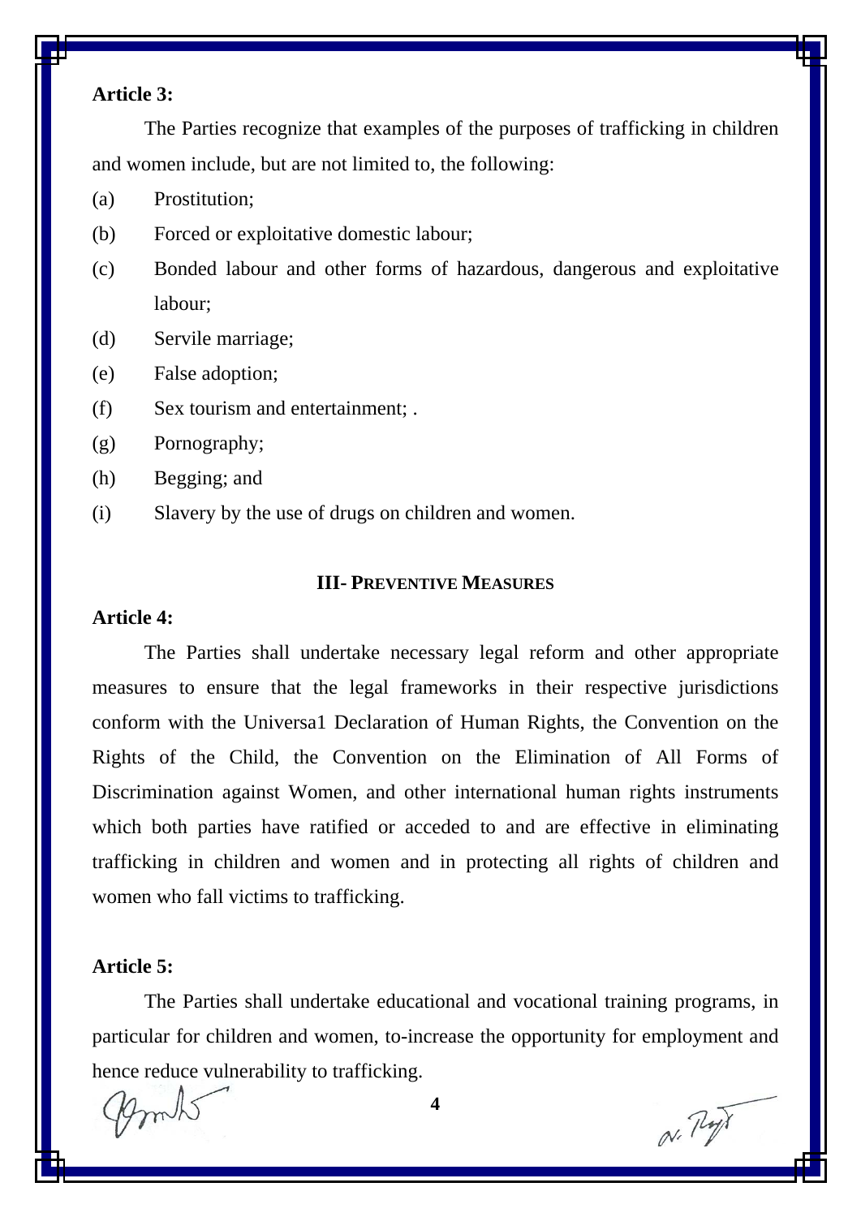**Article 3:**

The Parties recognize that examples of the purposes of trafficking in children and women include, but are not limited to, the following:

(a) Prostitution;

(b) Forced or exploitative domestic labour;

(c) Bonded labour and other forms of hazardous, dangerous and exploitative labour;

(d) Servile marriage;

(e) False adoption;

(f) Sex tourism and entertainment; .

(g) Pornography;

(h) Begging; and

(i) Slavery by the use of drugs on children and women.

## III- PREVENTIVE MEASURES

**Article 4:**

The Parties shall undertake necessary legal reform and other appropriate measures to ensure that the legal frameworks in their respective jurisdictions conform with the Universa1 Declaration of Human Rights, the Convention on the Rights of the Child, the Convention on the Elimination of All Forms of Discrimination against Women, and other international human rights instruments which both parties have ratified or acceded to and are effective in eliminating trafficking in children and women and in protecting all rights of children and women who fall victims to trafficking.

**Article 5:**

The Parties shall undertake educational and vocational training programs, in particular for children and women, to-increase the opportunity for employment and hence reduce vulnerability to trafficking.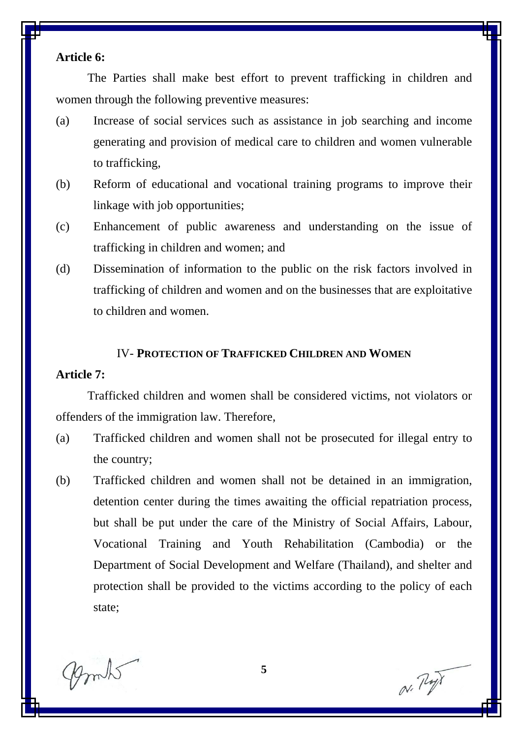**Article 6:**

The Parties shall make best effort to prevent trafficking in children and women through the following preventive measures:

(a) Increase of social services such as assistance in job searching and income generating and provision of medical care to children and women vulnerable to trafficking,

(b) Reform of educational and vocational training programs to improve their linkage with job opportunities;

(c) Enhancement of public awareness and understanding on the issue of trafficking in children and women; and

(d) Dissemination of information to the public on the risk factors involved in trafficking of children and women and on the businesses that are exploitative to children and women.

## IV- PROTECTION OF TRAFFICKED CHILDREN AND WOMEN

**Article 7:**

Trafficked children and women shall be considered victims, not violators or offenders of the immigration law. Therefore,

(a) Trafficked children and women shall not be prosecuted for illegal entry to the country;

(b) Trafficked children and women shall not be detained in an immigration, detention center during the times awaiting the official repatriation process, but shall be put under the care of the Ministry of Social Affairs, Labour, Vocational Training and Youth Rehabilitation (Cambodia) or the Department of Social Development and Welfare (Thailand), and shelter and protection shall be provided to the victims according to the policy of each state;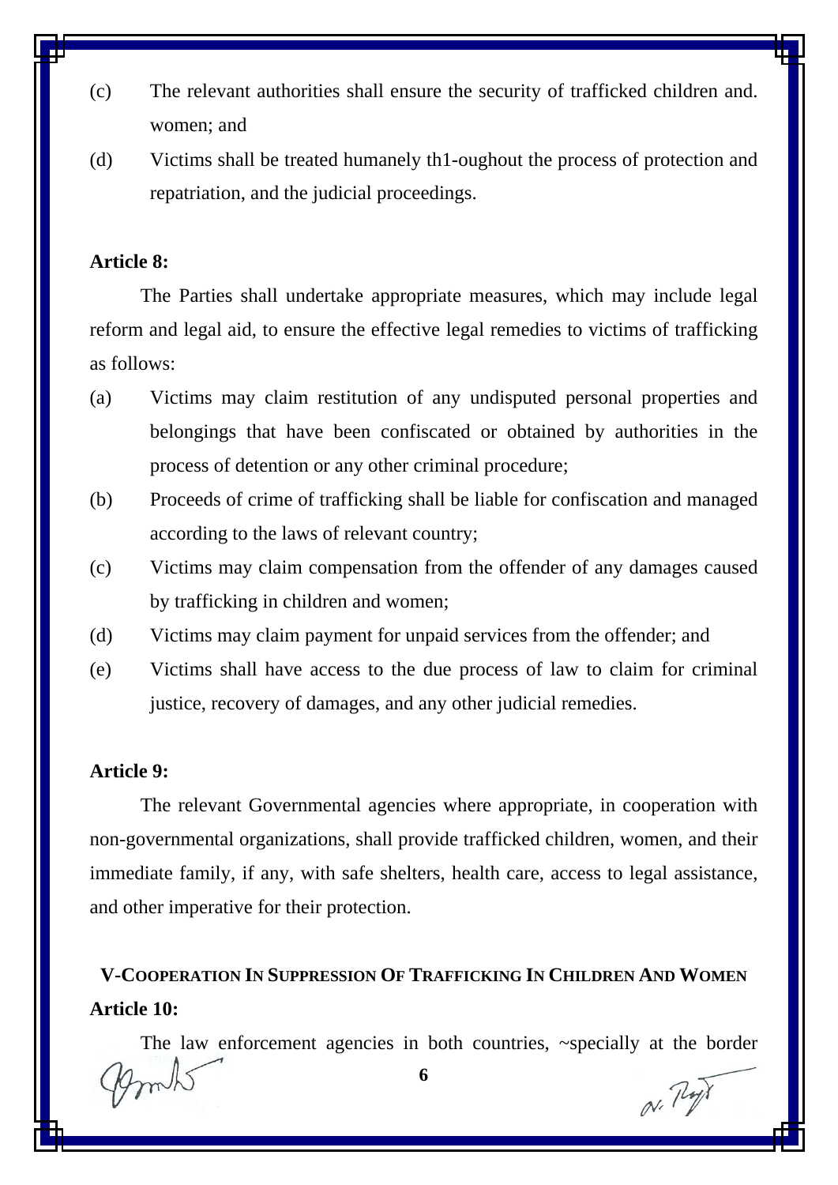(c) The relevant authorities shall ensure the security of trafficked children and. women; and

(d) Victims shall be treated humanely th1-oughout the process of protection and repatriation, and the judicial proceedings.

**Article 8:**

The Parties shall undertake appropriate measures, which may include legal reform and legal aid, to ensure the effective legal remedies to victims of trafficking as follows:

(a) Victims may claim restitution of any undisputed personal properties and belongings that have been confiscated or obtained by authorities in the process of detention or any other criminal procedure;

(b) Proceeds of crime of trafficking shall be liable for confiscation and managed according to the laws of relevant country;

(c) Victims may claim compensation from the offender of any damages caused by trafficking in children and women;

(d) Victims may claim payment for unpaid services from the offender; and

(e) Victims shall have access to the due process of law to claim for criminal justice, recovery of damages, and any other judicial remedies.

**Article 9:**

The relevant Governmental agencies where appropriate, in cooperation with non-governmental organizations, shall provide trafficked children, women, and their immediate family, if any, with safe shelters, health care, access to legal assistance, and other imperative for their protection.

## V-COOPERATION IN SUPPRESSION OF TRAFFICKING IN CHILDREN AND WOMEN

**Article 10:**

The law enforcement agencies in both countries, ~specially at the border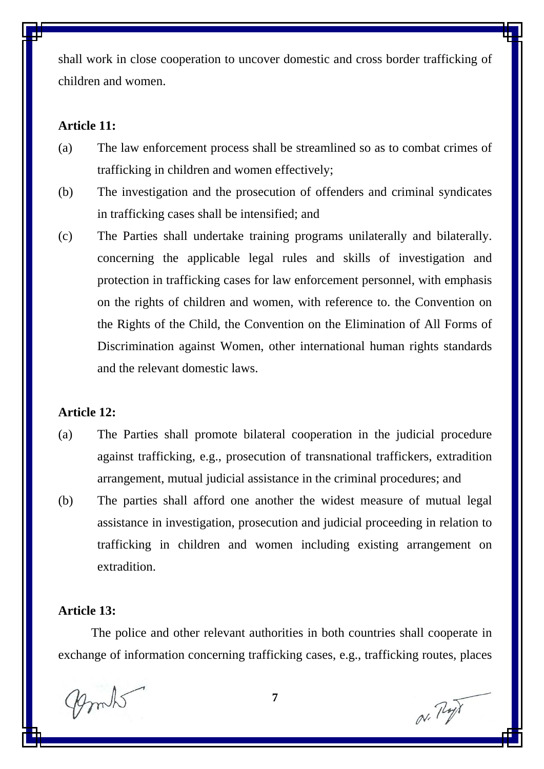shall work in close cooperation to uncover domestic and cross border trafficking of children and women.

**Article 11:**

(a) The law enforcement process shall be streamlined so as to combat crimes of trafficking in children and women effectively;

(b) The investigation and the prosecution of offenders and criminal syndicates in trafficking cases shall be intensified; and

(c) The Parties shall undertake training programs unilaterally and bilaterally. concerning the applicable legal rules and skills of investigation and protection in trafficking cases for law enforcement personnel, with emphasis on the rights of children and women, with reference to. the Convention on the Rights of the Child, the Convention on the Elimination of All Forms of Discrimination against Women, other international human rights standards and the relevant domestic laws.

**Article 12:**

(a) The Parties shall promote bilateral cooperation in the judicial procedure against trafficking, e.g., prosecution of transnational traffickers, extradition arrangement, mutual judicial assistance in the criminal procedures; and

(b) The parties shall afford one another the widest measure of mutual legal assistance in investigation, prosecution and judicial proceeding in relation to trafficking in children and women including existing arrangement on extradition.

**Article 13:**

The police and other relevant authorities in both countries shall cooperate in exchange of information concerning trafficking cases, e.g., trafficking routes, places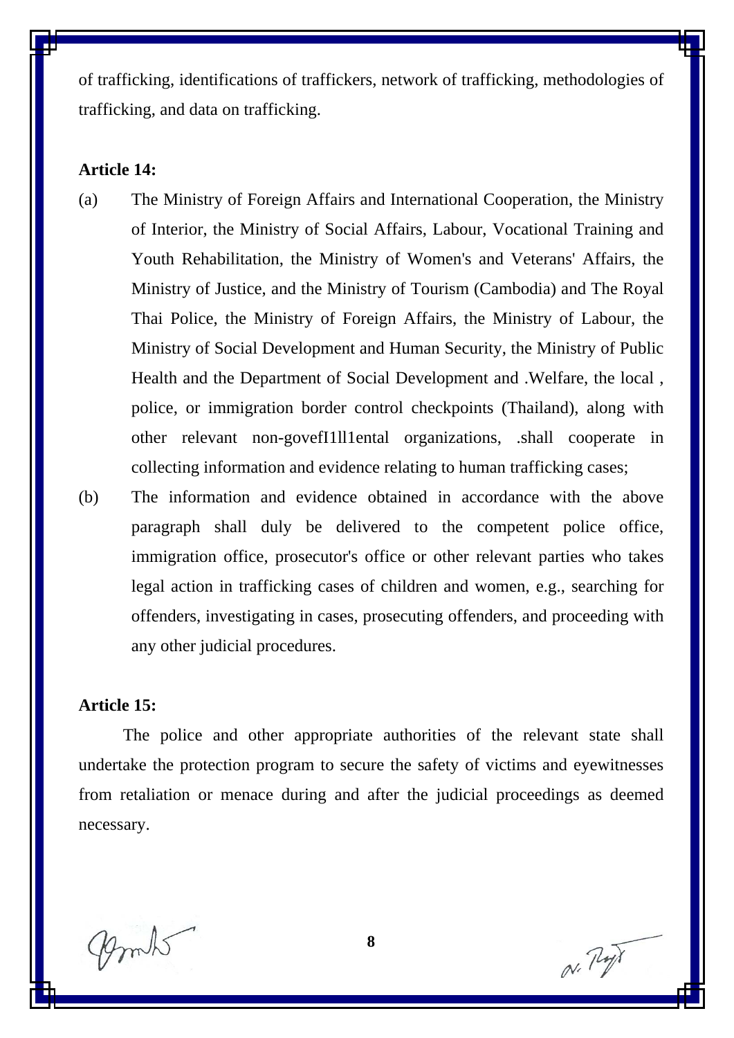of trafficking, identifications of traffickers, network of trafficking, methodologies of trafficking, and data on trafficking.

**Article 14:**

(a) The Ministry of Foreign Affairs and International Cooperation, the Ministry of Interior, the Ministry of Social Affairs, Labour, Vocational Training and Youth Rehabilitation, the Ministry of Women's and Veterans' Affairs, the Ministry of Justice, and the Ministry of Tourism (Cambodia) and The Royal Thai Police, the Ministry of Foreign Affairs, the Ministry of Labour, the Ministry of Social Development and Human Security, the Ministry of Public Health and the Department of Social Development and .Welfare, the local , police, or immigration border control checkpoints (Thailand), along with other relevant non-govefI1ll1ental organizations, .shall cooperate in collecting information and evidence relating to human trafficking cases;

(b) The information and evidence obtained in accordance with the above paragraph shall duly be delivered to the competent police office, immigration office, prosecutor's office or other relevant parties who takes legal action in trafficking cases of children and women, e.g., searching for offenders, investigating in cases, prosecuting offenders, and proceeding with any other judicial procedures.

**Article 15:**

The police and other appropriate authorities of the relevant state shall undertake the protection program to secure the safety of victims and eyewitnesses from retaliation or menace during and after the judicial proceedings as deemed necessary.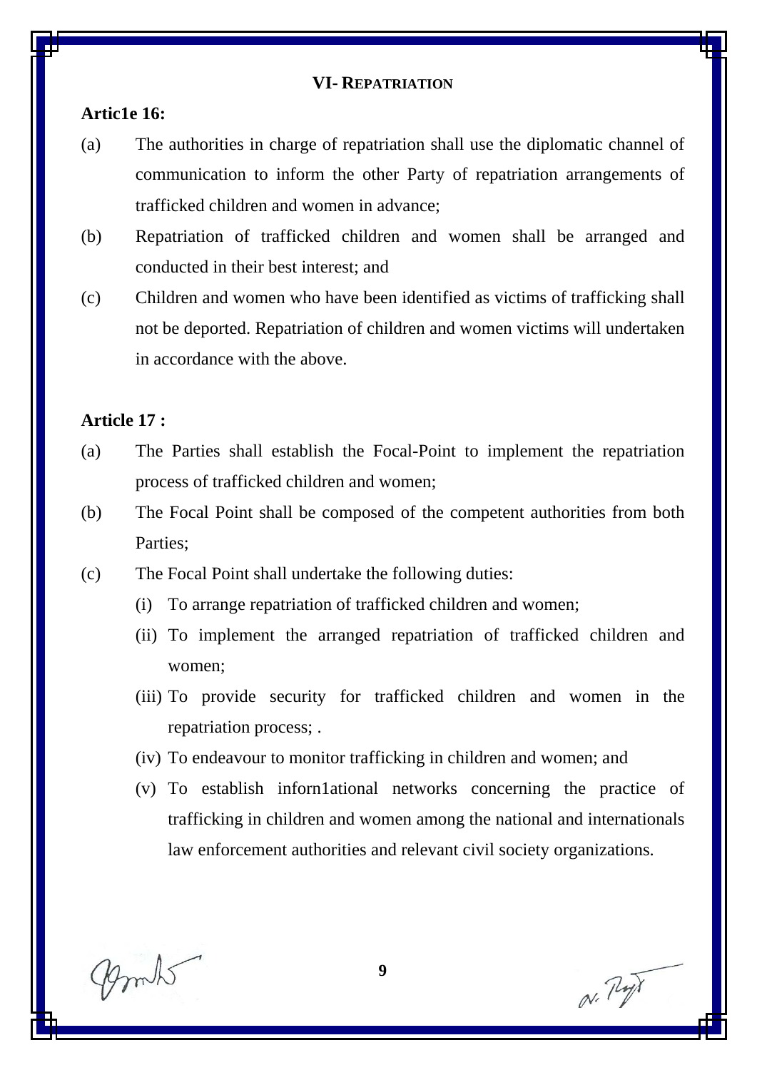## VI- REPATRIATION

**Artic1e 16:**

(a) The authorities in charge of repatriation shall use the diplomatic channel of communication to inform the other Party of repatriation arrangements of trafficked children and women in advance;

(b) Repatriation of trafficked children and women shall be arranged and conducted in their best interest; and

(c) Children and women who have been identified as victims of trafficking shall not be deported. Repatriation of children and women victims will undertaken in accordance with the above.

**Article 17 :**

(a) The Parties shall establish the Focal-Point to implement the repatriation process of trafficked children and women;

(b) The Focal Point shall be composed of the competent authorities from both Parties;

(c) The Focal Point shall undertake the following duties:

(i) To arrange repatriation of trafficked children and women;

(ii) To implement the arranged repatriation of trafficked children and women;

(iii) To provide security for trafficked children and women in the repatriation process; .

(iv) To endeavour to monitor trafficking in children and women; and

(v) To establish inforn1ational networks concerning the practice of trafficking in children and women among the national and internationals law enforcement authorities and relevant civil society organizations.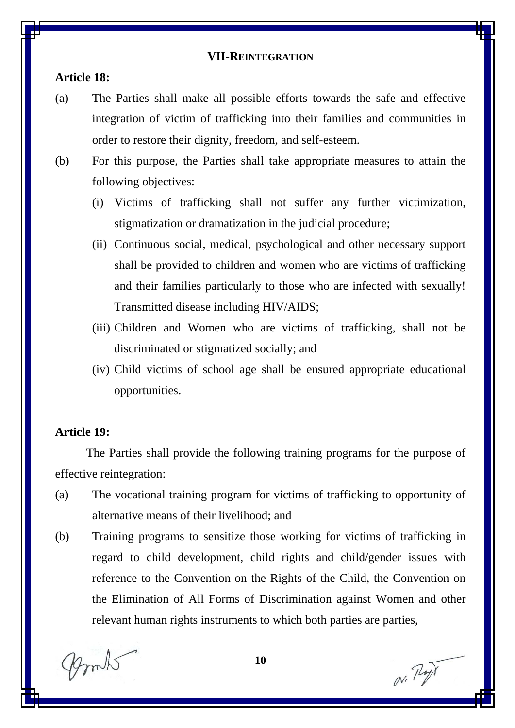## VII-REINTEGRATION

**Article 18:**

(a) The Parties shall make all possible efforts towards the safe and effective integration of victim of trafficking into their families and communities in order to restore their dignity, freedom, and self-esteem.

(b) For this purpose, the Parties shall take appropriate measures to attain the following objectives:

   (i) Victims of trafficking shall not suffer any further victimization, stigmatization or dramatization in the judicial procedure;

   (ii) Continuous social, medical, psychological and other necessary support shall be provided to children and women who are victims of trafficking and their families particularly to those who are infected with sexually! Transmitted disease including HIV/AIDS;

   (iii) Children and Women who are victims of trafficking, shall not be discriminated or stigmatized socially; and

   (iv) Child victims of school age shall be ensured appropriate educational opportunities.

**Article 19:**

The Parties shall provide the following training programs for the purpose of effective reintegration:

(a) The vocational training program for victims of trafficking to opportunity of alternative means of their livelihood; and

(b) Training programs to sensitize those working for victims of trafficking in regard to child development, child rights and child/gender issues with reference to the Convention on the Rights of the Child, the Convention on the Elimination of All Forms of Discrimination against Women and other relevant human rights instruments to which both parties are parties,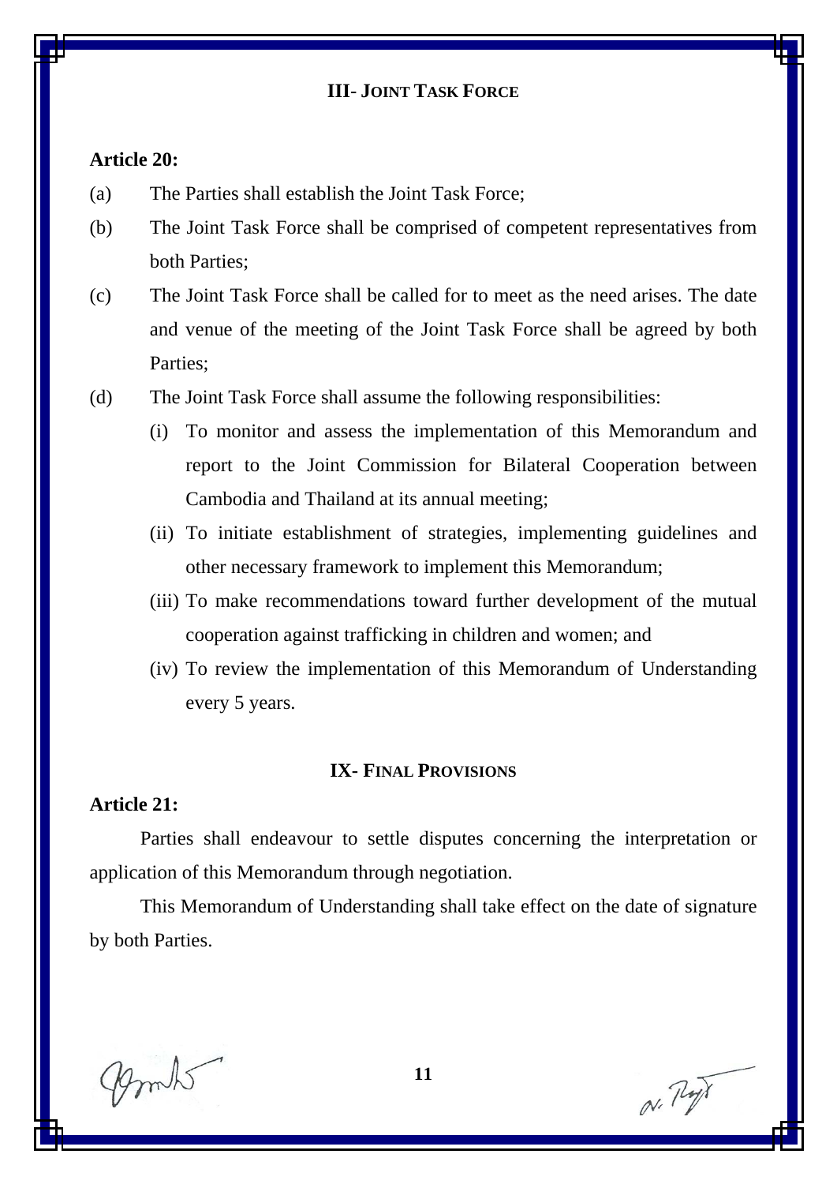## III- JOINT TASK FORCE

**Article 20:**

(a) The Parties shall establish the Joint Task Force;

(b) The Joint Task Force shall be comprised of competent representatives from both Parties;

(c) The Joint Task Force shall be called for to meet as the need arises. The date and venue of the meeting of the Joint Task Force shall be agreed by both Parties;

(d) The Joint Task Force shall assume the following responsibilities:

  (i) To monitor and assess the implementation of this Memorandum and report to the Joint Commission for Bilateral Cooperation between Cambodia and Thailand at its annual meeting;

  (ii) To initiate establishment of strategies, implementing guidelines and other necessary framework to implement this Memorandum;

  (iii) To make recommendations toward further development of the mutual cooperation against trafficking in children and women; and

  (iv) To review the implementation of this Memorandum of Understanding every 5 years.

## IX- FINAL PROVISIONS

**Article 21:**

Parties shall endeavour to settle disputes concerning the interpretation or application of this Memorandum through negotiation.

This Memorandum of Understanding shall take effect on the date of signature by both Parties.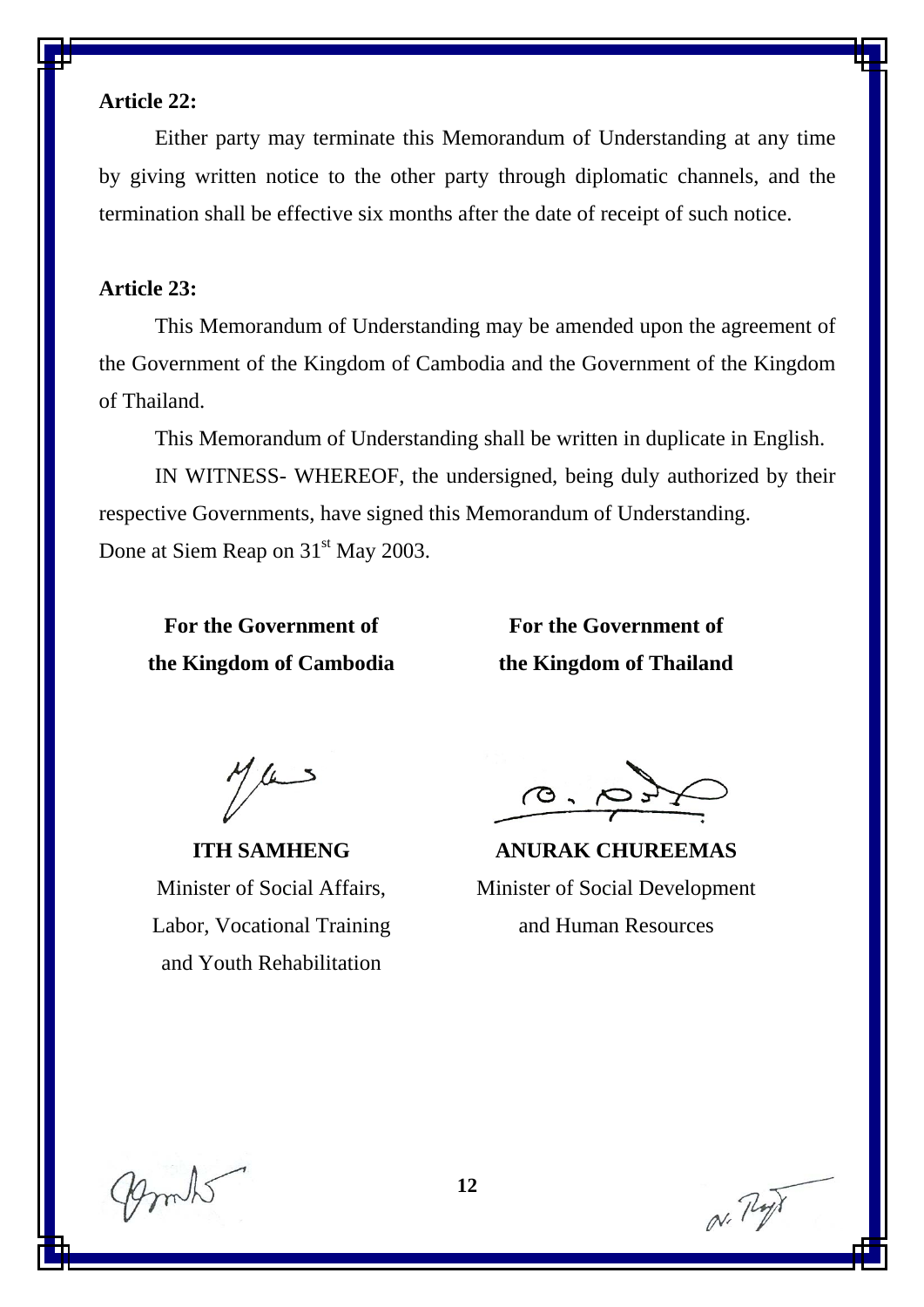**Article 22:**

Either party may terminate this Memorandum of Understanding at any time by giving written notice to the other party through diplomatic channels, and the termination shall be effective six months after the date of receipt of such notice.

**Article 23:**

This Memorandum of Understanding may be amended upon the agreement of the Government of the Kingdom of Cambodia and the Government of the Kingdom of Thailand.

This Memorandum of Understanding shall be written in duplicate in English.

IN WITNESS- WHEREOF, the undersigned, being duly authorized by their respective Governments, have signed this Memorandum of Understanding.

Done at Siem Reap on 31st May 2003.

| | |
|---|---|
| **For the Government of the Kingdom of Cambodia** | **For the Government of the Kingdom of Thailand** |
| **ITH SAMHENG** | **ANURAK CHUREEMAS** |
| Minister of Social Affairs, Labor, Vocational Training and Youth Rehabilitation | Minister of Social Development and Human Resources |